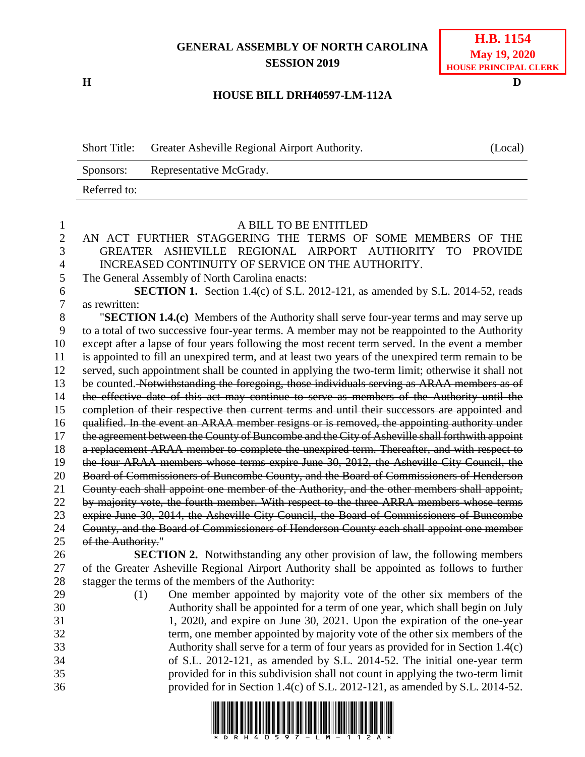**GENERAL ASSEMBLY OF NORTH CAROLINA**
**SESSION 2019**

**H.B. 1154**
**May 19, 2020**
**HOUSE PRINCIPAL CLERK**

**H** **D**

**HOUSE BILL DRH40597-LM-112A**

| Short Title: | Greater Asheville Regional Airport Authority. | (Local) |
|---|---|---|
| Sponsors: | Representative McGrady. | |
| Referred to: | | |

A BILL TO BE ENTITLED

AN ACT FURTHER STAGGERING THE TERMS OF SOME MEMBERS OF THE GREATER ASHEVILLE REGIONAL AIRPORT AUTHORITY TO PROVIDE INCREASED CONTINUITY OF SERVICE ON THE AUTHORITY.

The General Assembly of North Carolina enacts:

**SECTION 1.** Section 1.4(c) of S.L. 2012-121, as amended by S.L. 2014-52, reads as rewritten:

"**SECTION 1.4.(c)** Members of the Authority shall serve four-year terms and may serve up to a total of two successive four-year terms. A member may not be reappointed to the Authority except after a lapse of four years following the most recent term served. In the event a member is appointed to fill an unexpired term, and at least two years of the unexpired term remain to be served, such appointment shall be counted in applying the two-term limit; otherwise it shall not be counted. ~~Notwithstanding the foregoing, those individuals serving as ARAA members as of the effective date of this act may continue to serve as members of the Authority until the completion of their respective then current terms and until their successors are appointed and qualified. In the event an ARAA member resigns or is removed, the appointing authority under the agreement between the County of Buncombe and the City of Asheville shall forthwith appoint a replacement ARAA member to complete the unexpired term. Thereafter, and with respect to the four ARAA members whose terms expire June 30, 2012, the Asheville City Council, the Board of Commissioners of Buncombe County, and the Board of Commissioners of Henderson County each shall appoint one member of the Authority, and the other members shall appoint, by majority vote, the fourth member. With respect to the three ARRA members whose terms expire June 30, 2014, the Asheville City Council, the Board of Commissioners of Buncombe County, and the Board of Commissioners of Henderson County each shall appoint one member of the Authority.~~"

**SECTION 2.** Notwithstanding any other provision of law, the following members of the Greater Asheville Regional Airport Authority shall be appointed as follows to further stagger the terms of the members of the Authority:

(1) One member appointed by majority vote of the other six members of the Authority shall be appointed for a term of one year, which shall begin on July 1, 2020, and expire on June 30, 2021. Upon the expiration of the one-year term, one member appointed by majority vote of the other six members of the Authority shall serve for a term of four years as provided for in Section 1.4(c) of S.L. 2012-121, as amended by S.L. 2014-52. The initial one-year term provided for in this subdivision shall not count in applying the two-term limit provided for in Section 1.4(c) of S.L. 2012-121, as amended by S.L. 2014-52.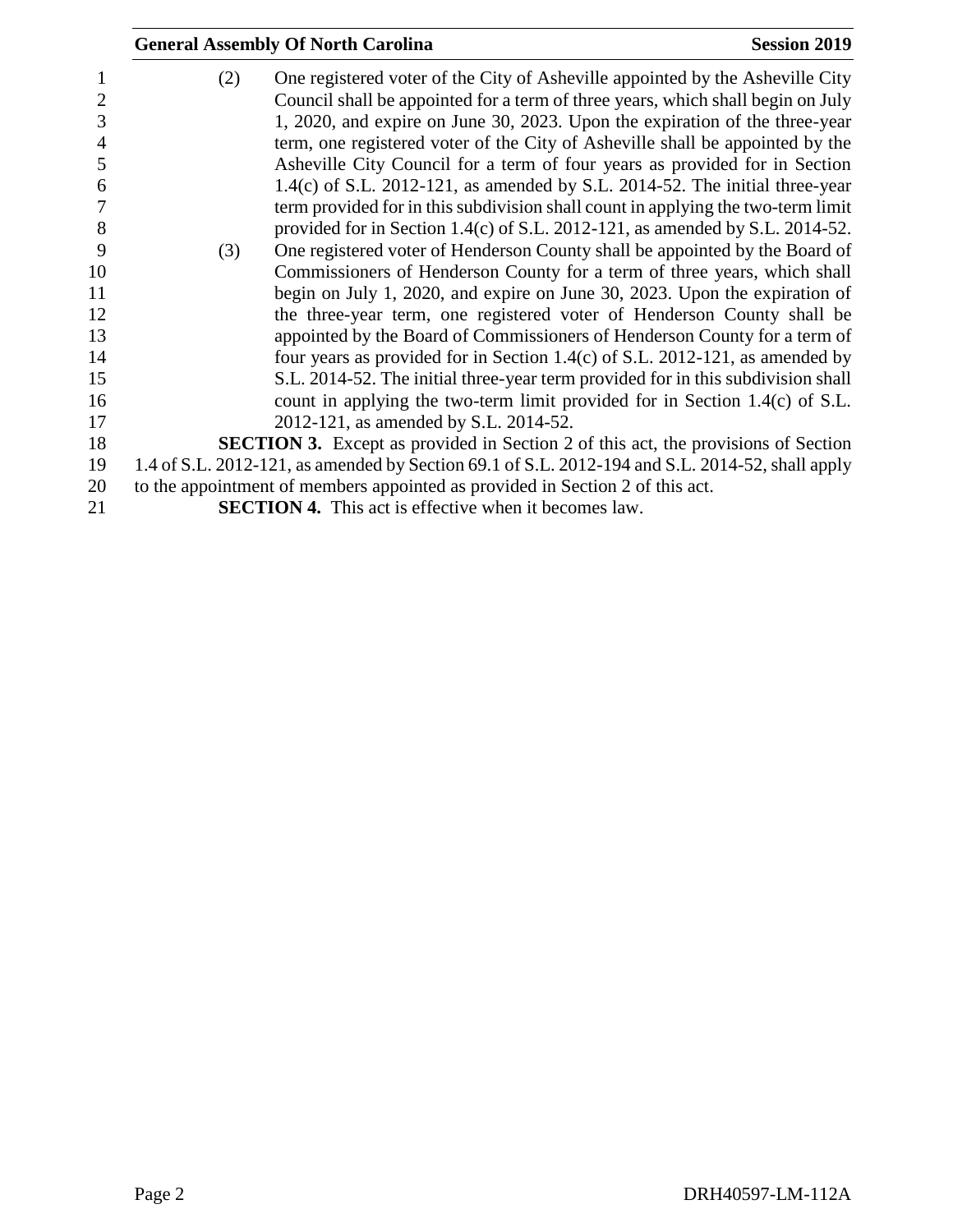(2) One registered voter of the City of Asheville appointed by the Asheville City Council shall be appointed for a term of three years, which shall begin on July 1, 2020, and expire on June 30, 2023. Upon the expiration of the three-year term, one registered voter of the City of Asheville shall be appointed by the Asheville City Council for a term of four years as provided for in Section 1.4(c) of S.L. 2012-121, as amended by S.L. 2014-52. The initial three-year term provided for in this subdivision shall count in applying the two-term limit provided for in Section 1.4(c) of S.L. 2012-121, as amended by S.L. 2014-52.

(3) One registered voter of Henderson County shall be appointed by the Board of Commissioners of Henderson County for a term of three years, which shall begin on July 1, 2020, and expire on June 30, 2023. Upon the expiration of the three-year term, one registered voter of Henderson County shall be appointed by the Board of Commissioners of Henderson County for a term of four years as provided for in Section 1.4(c) of S.L. 2012-121, as amended by S.L. 2014-52. The initial three-year term provided for in this subdivision shall count in applying the two-term limit provided for in Section 1.4(c) of S.L. 2012-121, as amended by S.L. 2014-52.

**SECTION 3.** Except as provided in Section 2 of this act, the provisions of Section 1.4 of S.L. 2012-121, as amended by Section 69.1 of S.L. 2012-194 and S.L. 2014-52, shall apply to the appointment of members appointed as provided in Section 2 of this act.

**SECTION 4.** This act is effective when it becomes law.